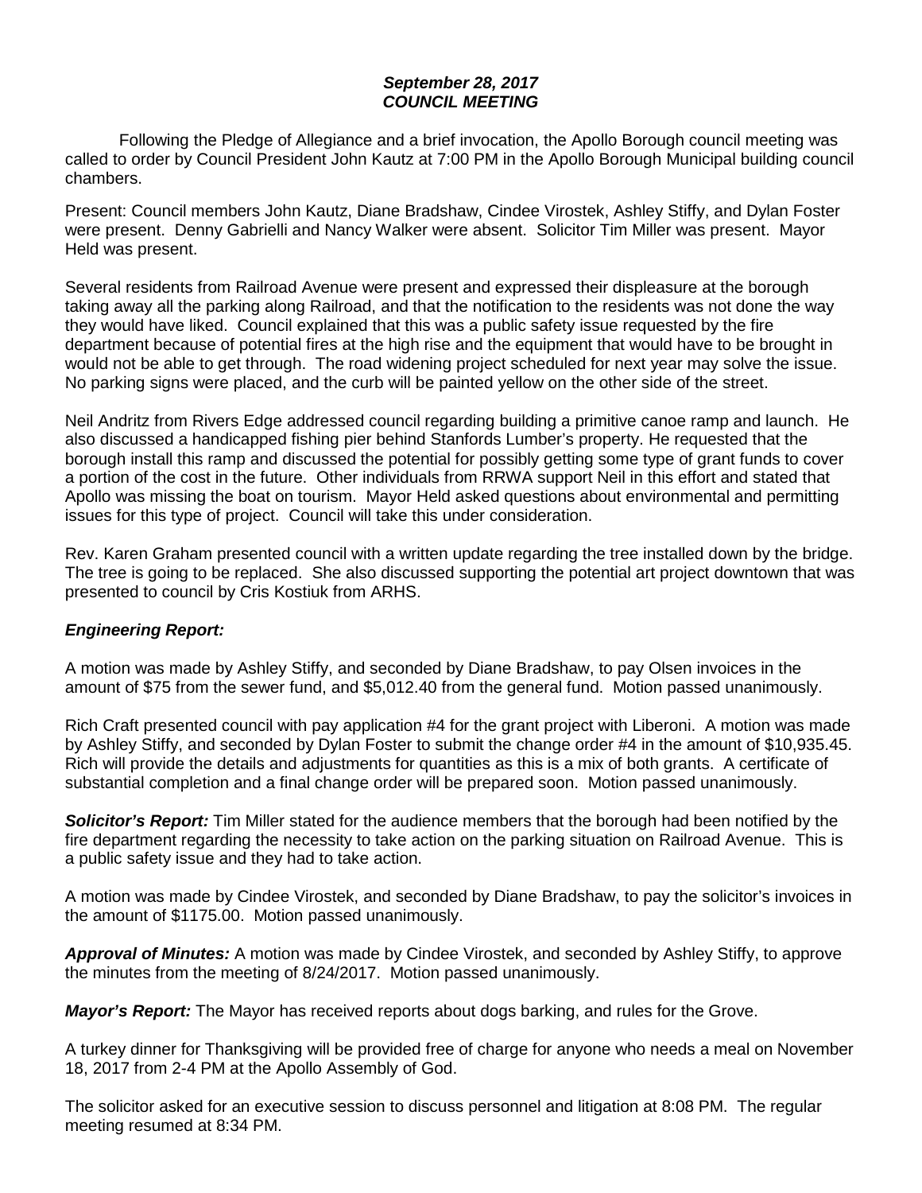***September 28, 2017***
***COUNCIL MEETING***

Following the Pledge of Allegiance and a brief invocation, the Apollo Borough council meeting was called to order by Council President John Kautz at 7:00 PM in the Apollo Borough Municipal building council chambers.

Present: Council members John Kautz, Diane Bradshaw, Cindee Virostek, Ashley Stiffy, and Dylan Foster were present. Denny Gabrielli and Nancy Walker were absent. Solicitor Tim Miller was present. Mayor Held was present.

Several residents from Railroad Avenue were present and expressed their displeasure at the borough taking away all the parking along Railroad, and that the notification to the residents was not done the way they would have liked. Council explained that this was a public safety issue requested by the fire department because of potential fires at the high rise and the equipment that would have to be brought in would not be able to get through. The road widening project scheduled for next year may solve the issue. No parking signs were placed, and the curb will be painted yellow on the other side of the street.

Neil Andritz from Rivers Edge addressed council regarding building a primitive canoe ramp and launch. He also discussed a handicapped fishing pier behind Stanfords Lumber's property. He requested that the borough install this ramp and discussed the potential for possibly getting some type of grant funds to cover a portion of the cost in the future. Other individuals from RRWA support Neil in this effort and stated that Apollo was missing the boat on tourism. Mayor Held asked questions about environmental and permitting issues for this type of project. Council will take this under consideration.

Rev. Karen Graham presented council with a written update regarding the tree installed down by the bridge. The tree is going to be replaced. She also discussed supporting the potential art project downtown that was presented to council by Cris Kostiuk from ARHS.

***Engineering Report:***

A motion was made by Ashley Stiffy, and seconded by Diane Bradshaw, to pay Olsen invoices in the amount of $75 from the sewer fund, and $5,012.40 from the general fund. Motion passed unanimously.

Rich Craft presented council with pay application #4 for the grant project with Liberoni. A motion was made by Ashley Stiffy, and seconded by Dylan Foster to submit the change order #4 in the amount of $10,935.45. Rich will provide the details and adjustments for quantities as this is a mix of both grants. A certificate of substantial completion and a final change order will be prepared soon. Motion passed unanimously.

***Solicitor's Report:*** Tim Miller stated for the audience members that the borough had been notified by the fire department regarding the necessity to take action on the parking situation on Railroad Avenue. This is a public safety issue and they had to take action.

A motion was made by Cindee Virostek, and seconded by Diane Bradshaw, to pay the solicitor's invoices in the amount of $1175.00. Motion passed unanimously.

***Approval of Minutes:*** A motion was made by Cindee Virostek, and seconded by Ashley Stiffy, to approve the minutes from the meeting of 8/24/2017. Motion passed unanimously.

***Mayor's Report:*** The Mayor has received reports about dogs barking, and rules for the Grove.

A turkey dinner for Thanksgiving will be provided free of charge for anyone who needs a meal on November 18, 2017 from 2-4 PM at the Apollo Assembly of God.

The solicitor asked for an executive session to discuss personnel and litigation at 8:08 PM. The regular meeting resumed at 8:34 PM.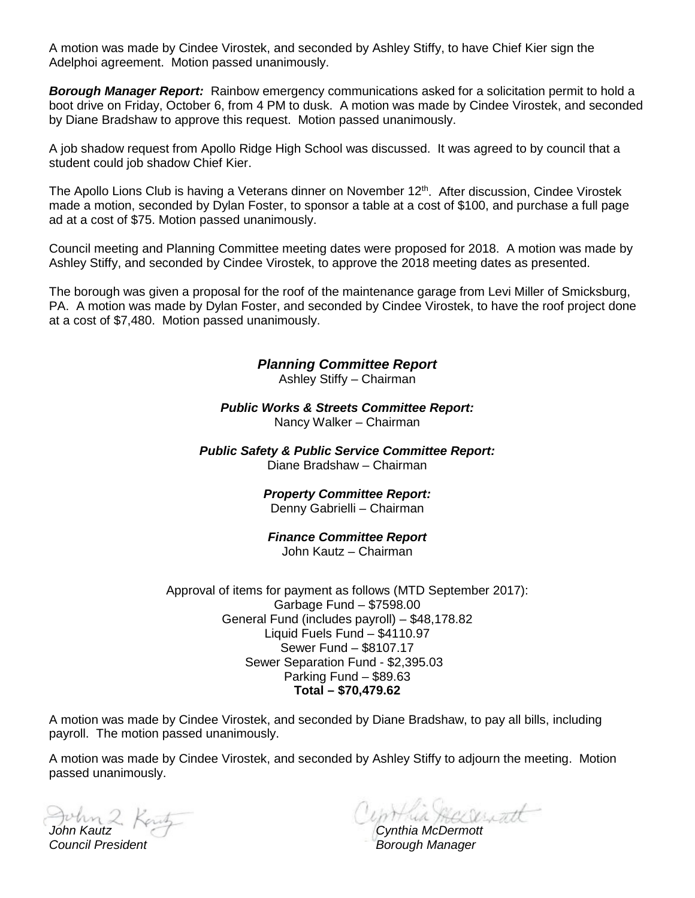A motion was made by Cindee Virostek, and seconded by Ashley Stiffy, to have Chief Kier sign the Adelphoi agreement. Motion passed unanimously.

***Borough Manager Report:*** Rainbow emergency communications asked for a solicitation permit to hold a boot drive on Friday, October 6, from 4 PM to dusk. A motion was made by Cindee Virostek, and seconded by Diane Bradshaw to approve this request. Motion passed unanimously.

A job shadow request from Apollo Ridge High School was discussed. It was agreed to by council that a student could job shadow Chief Kier.

The Apollo Lions Club is having a Veterans dinner on November 12th. After discussion, Cindee Virostek made a motion, seconded by Dylan Foster, to sponsor a table at a cost of $100, and purchase a full page ad at a cost of $75. Motion passed unanimously.

Council meeting and Planning Committee meeting dates were proposed for 2018. A motion was made by Ashley Stiffy, and seconded by Cindee Virostek, to approve the 2018 meeting dates as presented.

The borough was given a proposal for the roof of the maintenance garage from Levi Miller of Smicksburg, PA. A motion was made by Dylan Foster, and seconded by Cindee Virostek, to have the roof project done at a cost of $7,480. Motion passed unanimously.

***Planning Committee Report***
Ashley Stiffy – Chairman

***Public Works & Streets Committee Report:***
Nancy Walker – Chairman

***Public Safety & Public Service Committee Report:***
Diane Bradshaw – Chairman

***Property Committee Report:***
Denny Gabrielli – Chairman

***Finance Committee Report***
John Kautz – Chairman

Approval of items for payment as follows (MTD September 2017):
Garbage Fund – $7598.00
General Fund (includes payroll) – $48,178.82
Liquid Fuels Fund – $4110.97
Sewer Fund – $8107.17
Sewer Separation Fund - $2,395.03
Parking Fund – $89.63
**Total – $70,479.62**

A motion was made by Cindee Virostek, and seconded by Diane Bradshaw, to pay all bills, including payroll. The motion passed unanimously.

A motion was made by Cindee Virostek, and seconded by Ashley Stiffy to adjourn the meeting. Motion passed unanimously.

*John Kautz*
*Council President*

*Cynthia McDermott*
*Borough Manager*